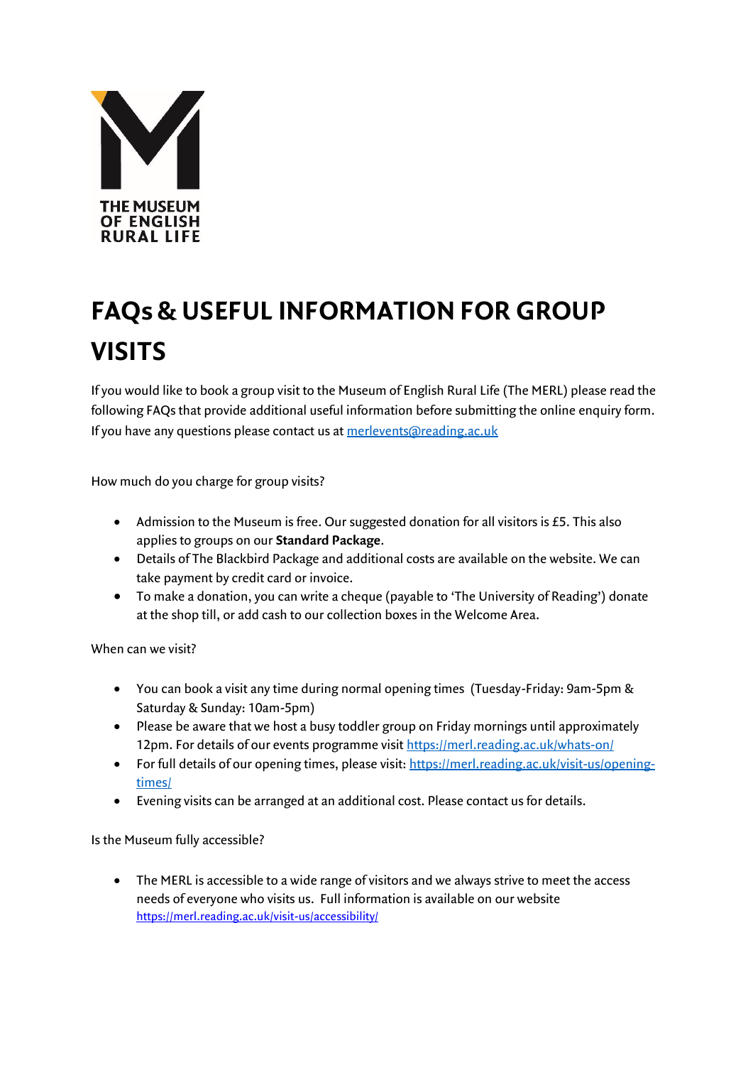THE MUSEUM OF ENGLISH RURAL LIFE

# FAQs & USEFUL INFORMATION FOR GROUP VISITS

If you would like to book a group visit to the Museum of English Rural Life (The MERL) please read the following FAQs that provide additional useful information before submitting the online enquiry form. If you have any questions please contact us at [merlevents@reading.ac.uk](mailto:merlevents@reading.ac.uk)

How much do you charge for group visits?

- Admission to the Museum is free. Our suggested donation for all visitors is £5. This also applies to groups on our **Standard Package**.
- Details of The Blackbird Package and additional costs are available on the website. We can take payment by credit card or invoice.
- To make a donation, you can write a cheque (payable to 'The University of Reading') donate at the shop till, or add cash to our collection boxes in the Welcome Area.

When can we visit?

- You can book a visit any time during normal opening times (Tuesday-Friday: 9am-5pm & Saturday & Sunday: 10am-5pm)
- Please be aware that we host a busy toddler group on Friday mornings until approximately 12pm. For details of our events programme visit [https://merl.reading.ac.uk/whats-on/](https://merl.reading.ac.uk/whats-on/)
- For full details of our opening times, please visit: [https://merl.reading.ac.uk/visit-us/opening-times/](https://merl.reading.ac.uk/visit-us/opening-times/)
- Evening visits can be arranged at an additional cost. Please contact us for details.

Is the Museum fully accessible?

- The MERL is accessible to a wide range of visitors and we always strive to meet the access needs of everyone who visits us. Full information is available on our website [https://merl.reading.ac.uk/visit-us/accessibility/](https://merl.reading.ac.uk/visit-us/accessibility/)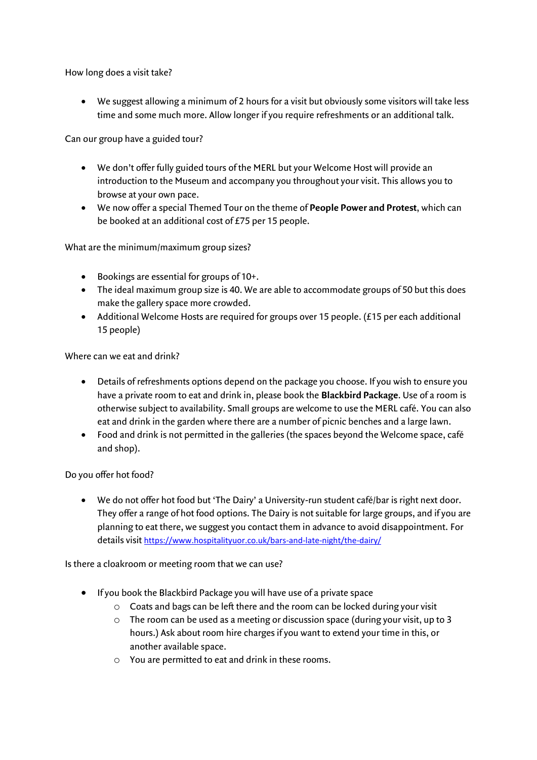How long does a visit take?

- We suggest allowing a minimum of 2 hours for a visit but obviously some visitors will take less time and some much more. Allow longer if you require refreshments or an additional talk.

Can our group have a guided tour?

- We don't offer fully guided tours of the MERL but your Welcome Host will provide an introduction to the Museum and accompany you throughout your visit. This allows you to browse at your own pace.
- We now offer a special Themed Tour on the theme of **People Power and Protest**, which can be booked at an additional cost of £75 per 15 people.

What are the minimum/maximum group sizes?

- Bookings are essential for groups of 10+.
- The ideal maximum group size is 40. We are able to accommodate groups of 50 but this does make the gallery space more crowded.
- Additional Welcome Hosts are required for groups over 15 people. (£15 per each additional 15 people)

Where can we eat and drink?

- Details of refreshments options depend on the package you choose. If you wish to ensure you have a private room to eat and drink in, please book the **Blackbird Package**. Use of a room is otherwise subject to availability. Small groups are welcome to use the MERL café. You can also eat and drink in the garden where there are a number of picnic benches and a large lawn.
- Food and drink is not permitted in the galleries (the spaces beyond the Welcome space, café and shop).

Do you offer hot food?

- We do not offer hot food but 'The Dairy' a University-run student café/bar is right next door. They offer a range of hot food options. The Dairy is not suitable for large groups, and if you are planning to eat there, we suggest you contact them in advance to avoid disappointment. For details visit https://www.hospitalityuor.co.uk/bars-and-late-night/the-dairy/

Is there a cloakroom or meeting room that we can use?

- If you book the Blackbird Package you will have use of a private space
  - Coats and bags can be left there and the room can be locked during your visit
  - The room can be used as a meeting or discussion space (during your visit, up to 3 hours.) Ask about room hire charges if you want to extend your time in this, or another available space.
  - You are permitted to eat and drink in these rooms.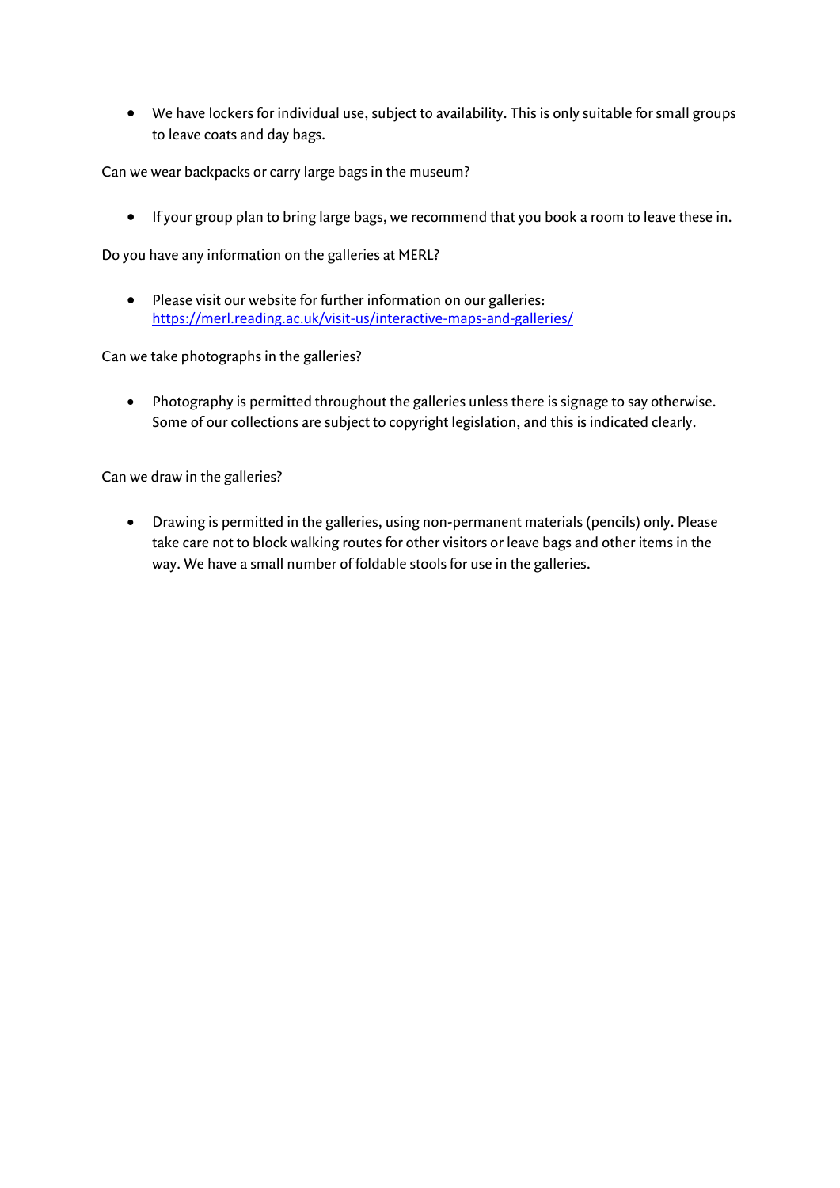- We have lockers for individual use, subject to availability. This is only suitable for small groups to leave coats and day bags.

Can we wear backpacks or carry large bags in the museum?

- If your group plan to bring large bags, we recommend that you book a room to leave these in.

Do you have any information on the galleries at MERL?

- Please visit our website for further information on our galleries: [https://merl.reading.ac.uk/visit-us/interactive-maps-and-galleries/](https://merl.reading.ac.uk/visit-us/interactive-maps-and-galleries/)

Can we take photographs in the galleries?

- Photography is permitted throughout the galleries unless there is signage to say otherwise. Some of our collections are subject to copyright legislation, and this is indicated clearly.

Can we draw in the galleries?

- Drawing is permitted in the galleries, using non-permanent materials (pencils) only. Please take care not to block walking routes for other visitors or leave bags and other items in the way. We have a small number of foldable stools for use in the galleries.